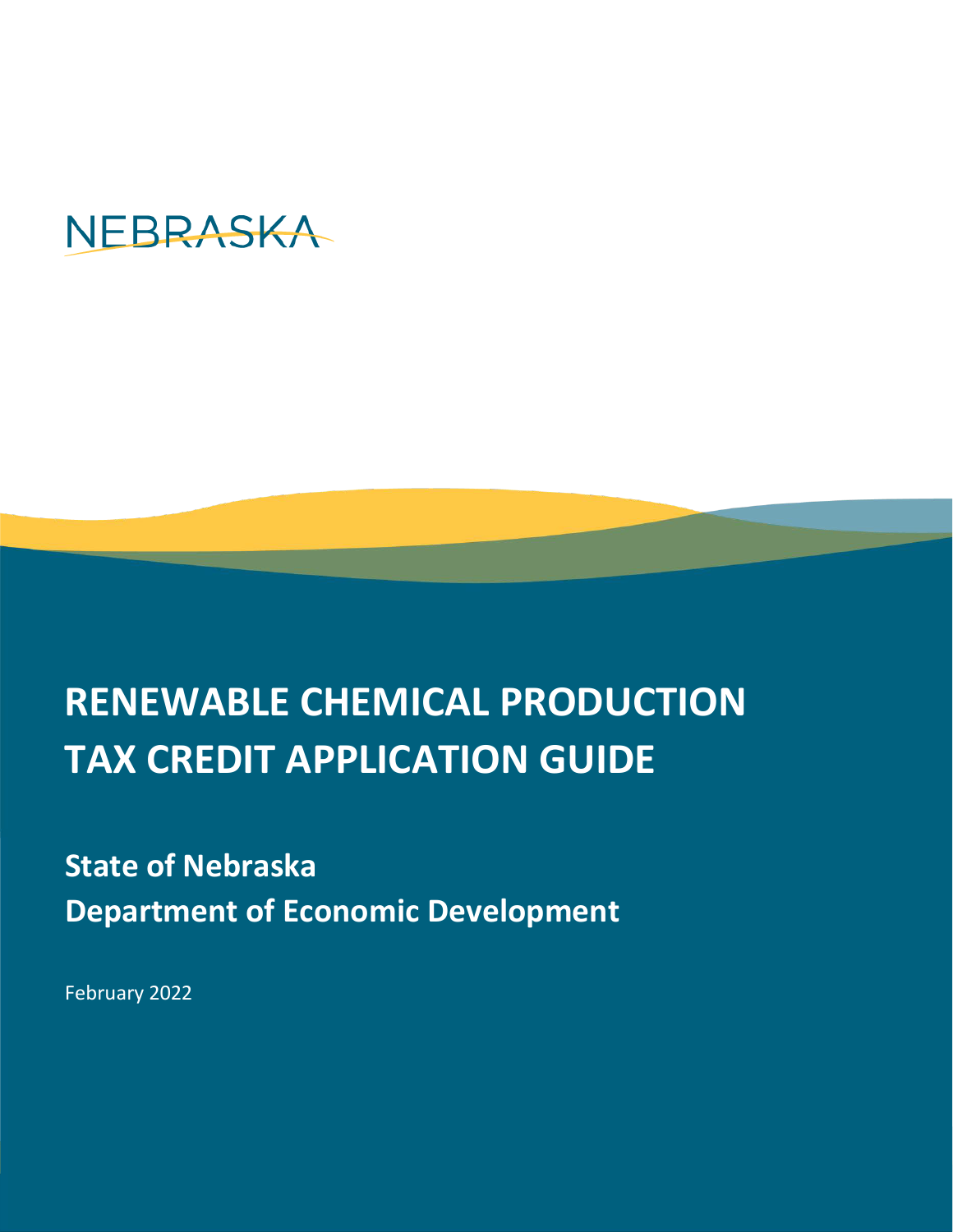NEBRASKA

# RENEWABLE CHEMICAL PRODUCTION TAX CREDIT APPLICATION GUIDE

**State of Nebraska**
**Department of Economic Development**

February 2022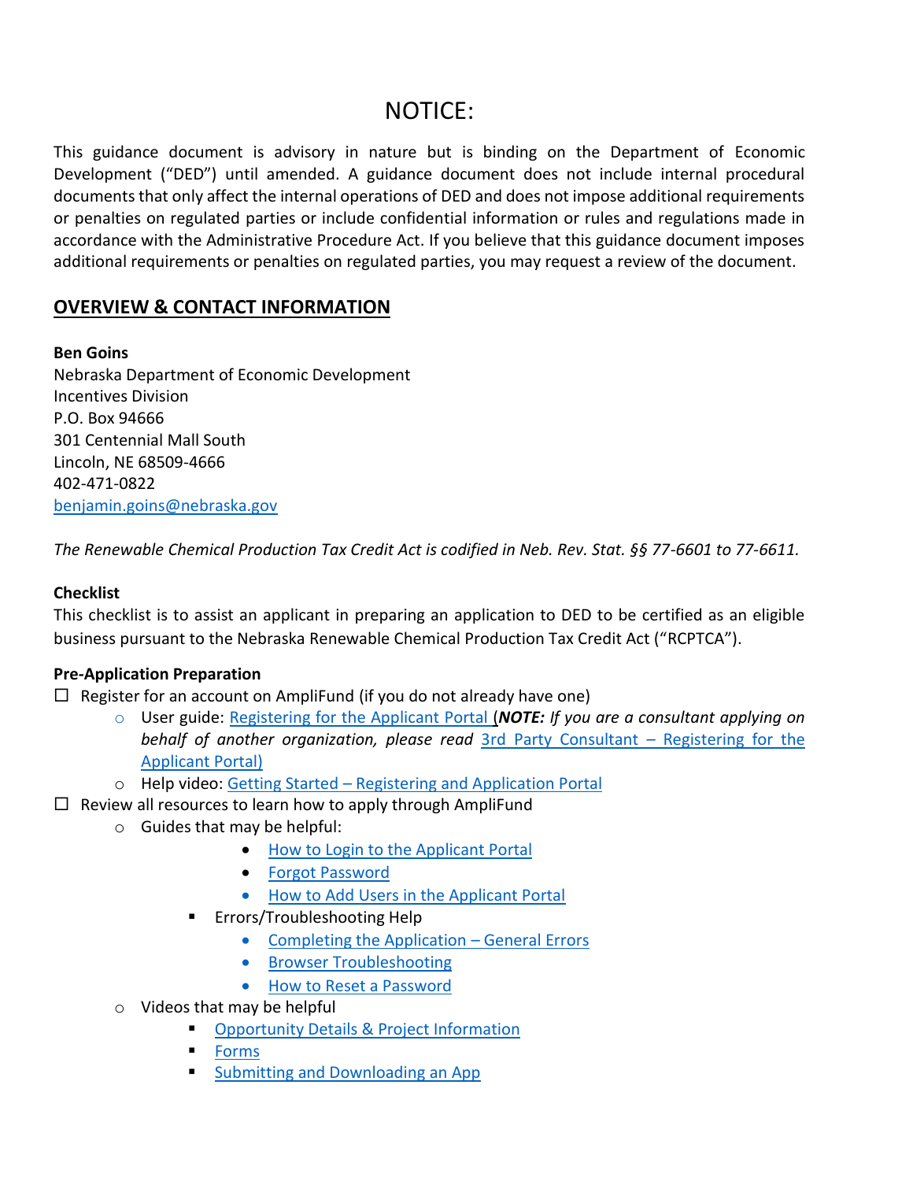# NOTICE:

This guidance document is advisory in nature but is binding on the Department of Economic Development ("DED") until amended. A guidance document does not include internal procedural documents that only affect the internal operations of DED and does not impose additional requirements or penalties on regulated parties or include confidential information or rules and regulations made in accordance with the Administrative Procedure Act. If you believe that this guidance document imposes additional requirements or penalties on regulated parties, you may request a review of the document.

## OVERVIEW & CONTACT INFORMATION

**Ben Goins**
Nebraska Department of Economic Development
Incentives Division
P.O. Box 94666
301 Centennial Mall South
Lincoln, NE 68509-4666
402-471-0822
benjamin.goins@nebraska.gov

*The Renewable Chemical Production Tax Credit Act is codified in Neb. Rev. Stat. §§ 77-6601 to 77-6611.*

**Checklist**

This checklist is to assist an applicant in preparing an application to DED to be certified as an eligible business pursuant to the Nebraska Renewable Chemical Production Tax Credit Act ("RCPTCA").

**Pre-Application Preparation**

- ☐ Register for an account on AmpliFund (if you do not already have one)
  - User guide: Registering for the Applicant Portal (***NOTE:*** *If you are a consultant applying on behalf of another organization, please read* 3rd Party Consultant – Registering for the Applicant Portal)
  - Help video: Getting Started – Registering and Application Portal
- ☐ Review all resources to learn how to apply through AmpliFund
  - Guides that may be helpful:
    - How to Login to the Applicant Portal
    - Forgot Password
    - How to Add Users in the Applicant Portal
    - Errors/Troubleshooting Help
      - Completing the Application – General Errors
      - Browser Troubleshooting
      - How to Reset a Password
  - Videos that may be helpful
    - Opportunity Details & Project Information
    - Forms
    - Submitting and Downloading an App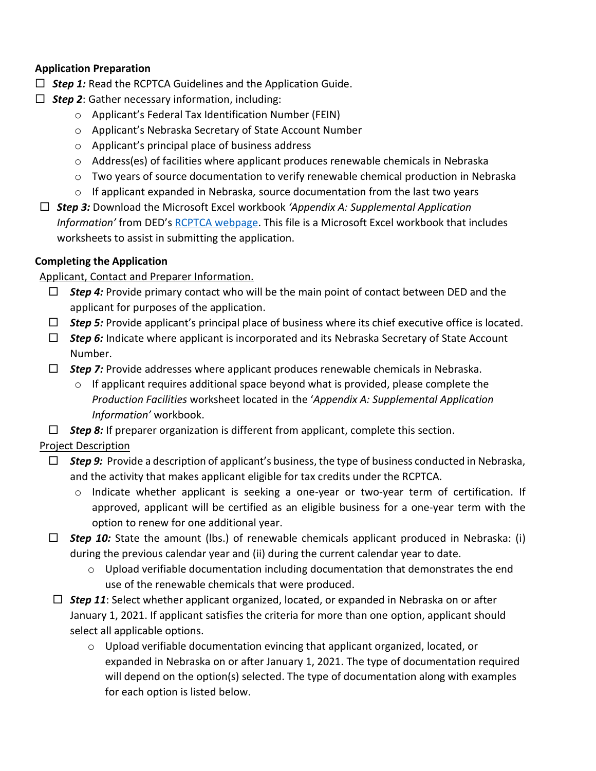**Application Preparation**

- ☐ ***Step 1:*** Read the RCPTCA Guidelines and the Application Guide.
- ☐ ***Step 2***: Gather necessary information, including:
    - Applicant's Federal Tax Identification Number (FEIN)
    - Applicant's Nebraska Secretary of State Account Number
    - Applicant's principal place of business address
    - Address(es) of facilities where applicant produces renewable chemicals in Nebraska
    - Two years of source documentation to verify renewable chemical production in Nebraska
    - If applicant expanded in Nebraska*,* source documentation from the last two years
- ☐ ***Step 3:*** Download the Microsoft Excel workbook *'Appendix A: Supplemental Application Information'* from DED's RCPTCA webpage. This file is a Microsoft Excel workbook that includes worksheets to assist in submitting the application.

**Completing the Application**

Applicant, Contact and Preparer Information.

- ☐ ***Step 4:*** Provide primary contact who will be the main point of contact between DED and the applicant for purposes of the application.
- ☐ ***Step 5:*** Provide applicant's principal place of business where its chief executive office is located.
- ☐ ***Step 6:*** Indicate where applicant is incorporated and its Nebraska Secretary of State Account Number.
- ☐ ***Step 7:*** Provide addresses where applicant produces renewable chemicals in Nebraska.
    - If applicant requires additional space beyond what is provided, please complete the *Production Facilities* worksheet located in the '*Appendix A: Supplemental Application Information'* workbook.
- ☐ ***Step 8:*** If preparer organization is different from applicant, complete this section.

Project Description

- ☐ ***Step 9:*** Provide a description of applicant's business, the type of business conducted in Nebraska, and the activity that makes applicant eligible for tax credits under the RCPTCA.
    - Indicate whether applicant is seeking a one-year or two-year term of certification. If approved, applicant will be certified as an eligible business for a one-year term with the option to renew for one additional year.
- ☐ ***Step 10:*** State the amount (lbs.) of renewable chemicals applicant produced in Nebraska: (i) during the previous calendar year and (ii) during the current calendar year to date.
    - Upload verifiable documentation including documentation that demonstrates the end use of the renewable chemicals that were produced.
- ☐ ***Step 11***: Select whether applicant organized, located, or expanded in Nebraska on or after January 1, 2021. If applicant satisfies the criteria for more than one option, applicant should select all applicable options.
    - Upload verifiable documentation evincing that applicant organized, located, or expanded in Nebraska on or after January 1, 2021. The type of documentation required will depend on the option(s) selected. The type of documentation along with examples for each option is listed below.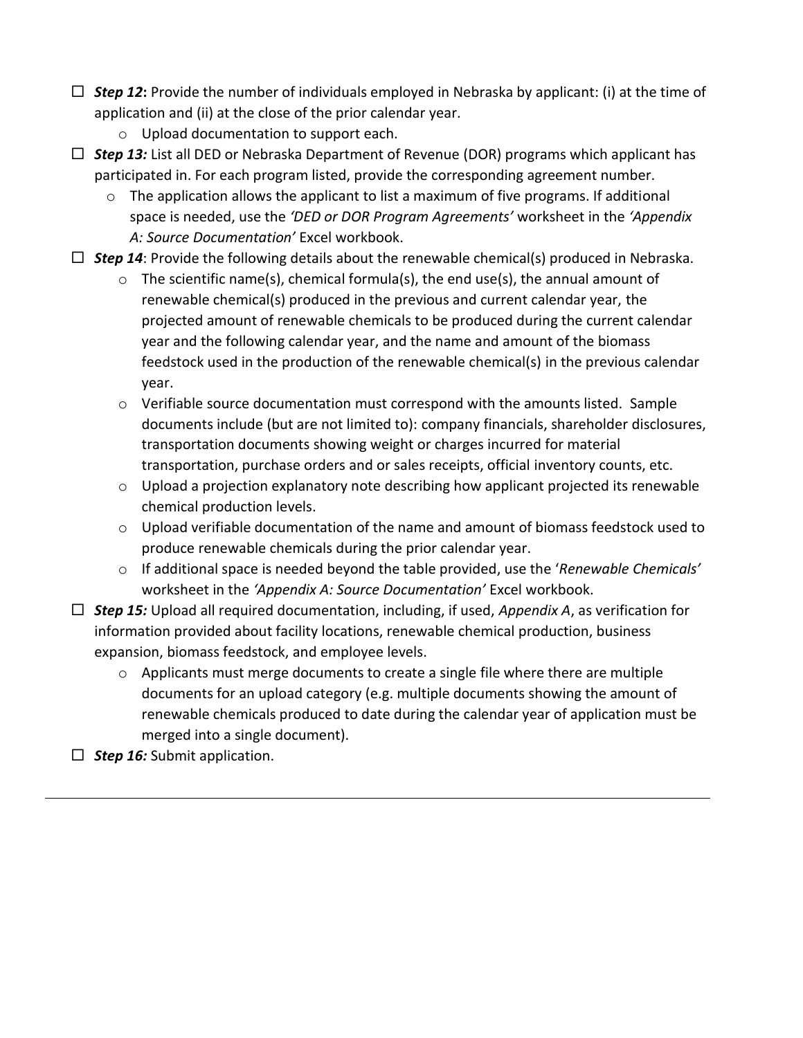- ☐ ***Step 12*:** Provide the number of individuals employed in Nebraska by applicant: (i) at the time of application and (ii) at the close of the prior calendar year.
  - Upload documentation to support each.
- ☐ ***Step 13:*** List all DED or Nebraska Department of Revenue (DOR) programs which applicant has participated in. For each program listed, provide the corresponding agreement number.
  - The application allows the applicant to list a maximum of five programs. If additional space is needed, use the *'DED or DOR Program Agreements'* worksheet in the *'Appendix A: Source Documentation'* Excel workbook.
- ☐ ***Step 14***: Provide the following details about the renewable chemical(s) produced in Nebraska.
  - The scientific name(s), chemical formula(s), the end use(s), the annual amount of renewable chemical(s) produced in the previous and current calendar year, the projected amount of renewable chemicals to be produced during the current calendar year and the following calendar year, and the name and amount of the biomass feedstock used in the production of the renewable chemical(s) in the previous calendar year.
  - Verifiable source documentation must correspond with the amounts listed. Sample documents include (but are not limited to): company financials, shareholder disclosures, transportation documents showing weight or charges incurred for material transportation, purchase orders and or sales receipts, official inventory counts, etc.
  - Upload a projection explanatory note describing how applicant projected its renewable chemical production levels.
  - Upload verifiable documentation of the name and amount of biomass feedstock used to produce renewable chemicals during the prior calendar year.
  - If additional space is needed beyond the table provided, use the '*Renewable Chemicals'* worksheet in the *'Appendix A: Source Documentation'* Excel workbook.
- ☐ ***Step 15:*** Upload all required documentation, including, if used, *Appendix A*, as verification for information provided about facility locations, renewable chemical production, business expansion, biomass feedstock, and employee levels.
  - Applicants must merge documents to create a single file where there are multiple documents for an upload category (e.g. multiple documents showing the amount of renewable chemicals produced to date during the calendar year of application must be merged into a single document).
- ☐ ***Step 16:*** Submit application.

---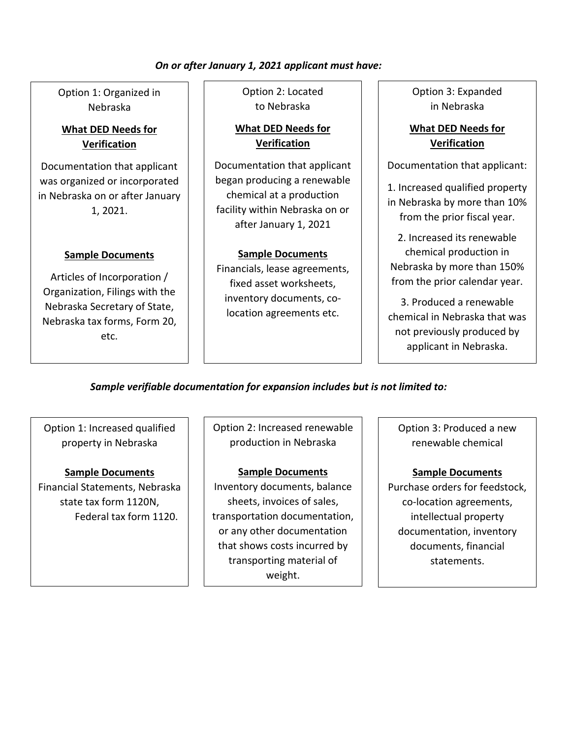*On or after January 1, 2021 applicant must have:*

Option 1: Organized in Nebraska

**What DED Needs for Verification**

Documentation that applicant was organized or incorporated in Nebraska on or after January 1, 2021.

**Sample Documents**

Articles of Incorporation / Organization, Filings with the Nebraska Secretary of State, Nebraska tax forms, Form 20, etc.

Option 2: Located to Nebraska

**What DED Needs for Verification**

Documentation that applicant began producing a renewable chemical at a production facility within Nebraska on or after January 1, 2021

**Sample Documents**

Financials, lease agreements, fixed asset worksheets, inventory documents, co-location agreements etc.

Option 3: Expanded in Nebraska

**What DED Needs for Verification**

Documentation that applicant:

1. Increased qualified property in Nebraska by more than 10% from the prior fiscal year.
2. Increased its renewable chemical production in Nebraska by more than 150% from the prior calendar year.
3. Produced a renewable chemical in Nebraska that was not previously produced by applicant in Nebraska.

*Sample verifiable documentation for expansion includes but is not limited to:*

Option 1: Increased qualified property in Nebraska

**Sample Documents**

Financial Statements, Nebraska state tax form 1120N, Federal tax form 1120.

Option 2: Increased renewable production in Nebraska

**Sample Documents**

Inventory documents, balance sheets, invoices of sales, transportation documentation, or any other documentation that shows costs incurred by transporting material of weight.

Option 3: Produced a new renewable chemical

**Sample Documents**

Purchase orders for feedstock, co-location agreements, intellectual property documentation, inventory documents, financial statements.